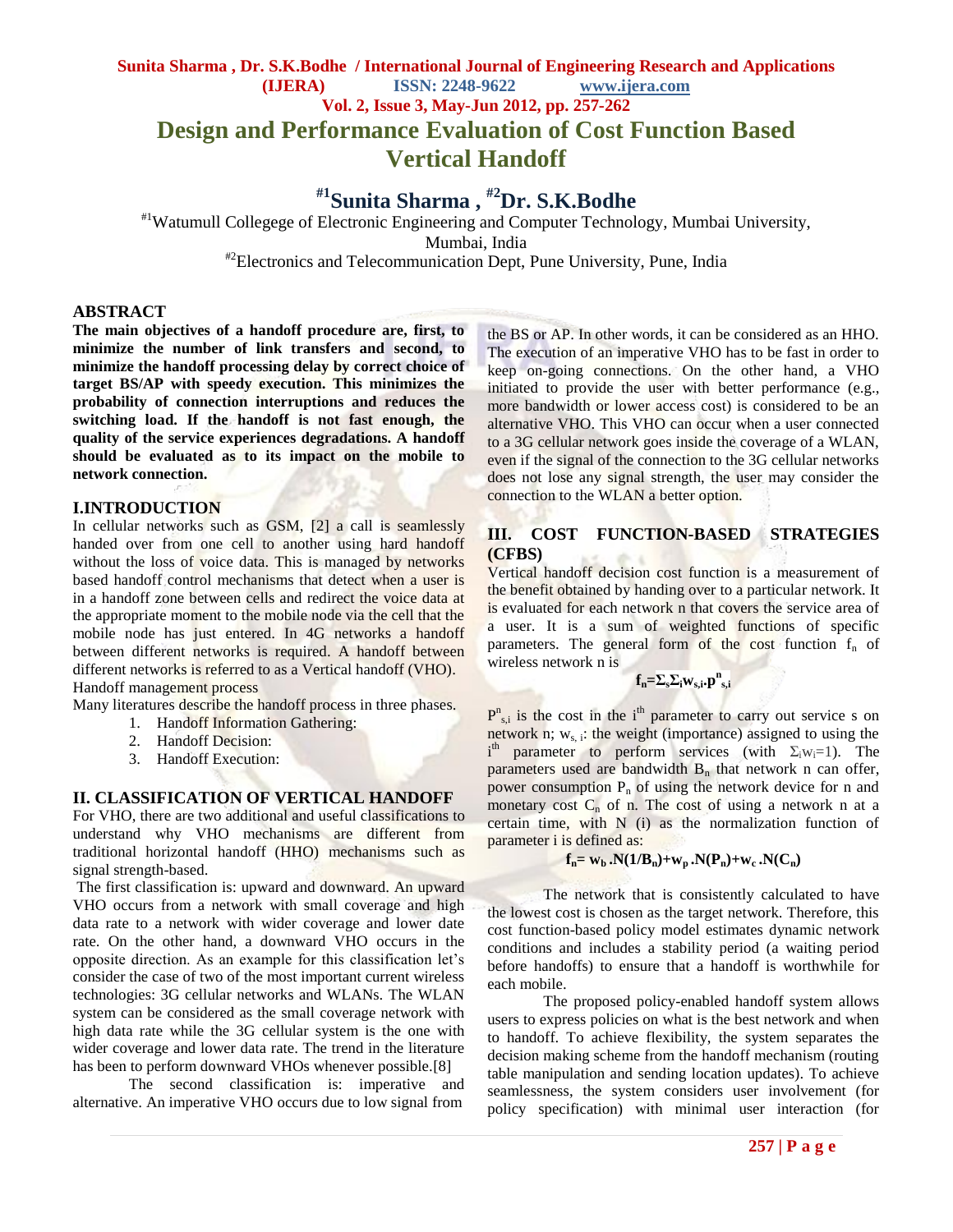# Design and Performance Evaluation of Cost Function Based Vertical Handoff

**#1Sunita Sharma , #2Dr. S.K.Bodhe**

#1Watumull Collegege of Electronic Engineering and Computer Technology, Mumbai University, Mumbai, India

#2Electronics and Telecommunication Dept, Pune University, Pune, India

## ABSTRACT

**The main objectives of a handoff procedure are, first, to minimize the number of link transfers and second, to minimize the handoff processing delay by correct choice of target BS/AP with speedy execution. This minimizes the probability of connection interruptions and reduces the switching load. If the handoff is not fast enough, the quality of the service experiences degradations. A handoff should be evaluated as to its impact on the mobile to network connection.**

## I.INTRODUCTION

In cellular networks such as GSM, [2] a call is seamlessly handed over from one cell to another using hard handoff without the loss of voice data. This is managed by networks based handoff control mechanisms that detect when a user is in a handoff zone between cells and redirect the voice data at the appropriate moment to the mobile node via the cell that the mobile node has just entered. In 4G networks a handoff between different networks is required. A handoff between different networks is referred to as a Vertical handoff (VHO).

Handoff management process

Many literatures describe the handoff process in three phases.

1. Handoff Information Gathering:
2. Handoff Decision:
3. Handoff Execution:

## II. CLASSIFICATION OF VERTICAL HANDOFF

For VHO, there are two additional and useful classifications to understand why VHO mechanisms are different from traditional horizontal handoff (HHO) mechanisms such as signal strength-based.

The first classification is: upward and downward. An upward VHO occurs from a network with small coverage and high data rate to a network with wider coverage and lower date rate. On the other hand, a downward VHO occurs in the opposite direction. As an example for this classification let's consider the case of two of the most important current wireless technologies: 3G cellular networks and WLANs. The WLAN system can be considered as the small coverage network with high data rate while the 3G cellular system is the one with wider coverage and lower data rate. The trend in the literature has been to perform downward VHOs whenever possible.[8]

The second classification is: imperative and alternative. An imperative VHO occurs due to low signal from the BS or AP. In other words, it can be considered as an HHO. The execution of an imperative VHO has to be fast in order to keep on-going connections. On the other hand, a VHO initiated to provide the user with better performance (e.g., more bandwidth or lower access cost) is considered to be an alternative VHO. This VHO can occur when a user connected to a 3G cellular network goes inside the coverage of a WLAN, even if the signal of the connection to the 3G cellular networks does not lose any signal strength, the user may consider the connection to the WLAN a better option.

## III. COST FUNCTION-BASED STRATEGIES (CFBS)

Vertical handoff decision cost function is a measurement of the benefit obtained by handing over to a particular network. It is evaluated for each network n that covers the service area of a user. It is a sum of weighted functions of specific parameters. The general form of the cost function $f_n$ of wireless network n is

$$f_n=\Sigma_s\Sigma_i w_{s,i}.p^n_{s,i}$$

$P^n_{s,i}$ is the cost in the $i^{th}$ parameter to carry out service s on network n; $w_{s,i}$: the weight (importance) assigned to using the $i^{th}$ parameter to perform services (with $\Sigma_i w_i=1$). The parameters used are bandwidth $B_n$ that network n can offer, power consumption $P_n$ of using the network device for n and monetary cost $C_n$ of n. The cost of using a network n at a certain time, with N (i) as the normalization function of parameter i is defined as:

$$f_n= w_b .N(1/B_n)+w_p .N(P_n)+w_c .N(C_n)$$

The network that is consistently calculated to have the lowest cost is chosen as the target network. Therefore, this cost function-based policy model estimates dynamic network conditions and includes a stability period (a waiting period before handoffs) to ensure that a handoff is worthwhile for each mobile.

The proposed policy-enabled handoff system allows users to express policies on what is the best network and when to handoff. To achieve flexibility, the system separates the decision making scheme from the handoff mechanism (routing table manipulation and sending location updates). To achieve seamlessness, the system considers user involvement (for policy specification) with minimal user interaction (for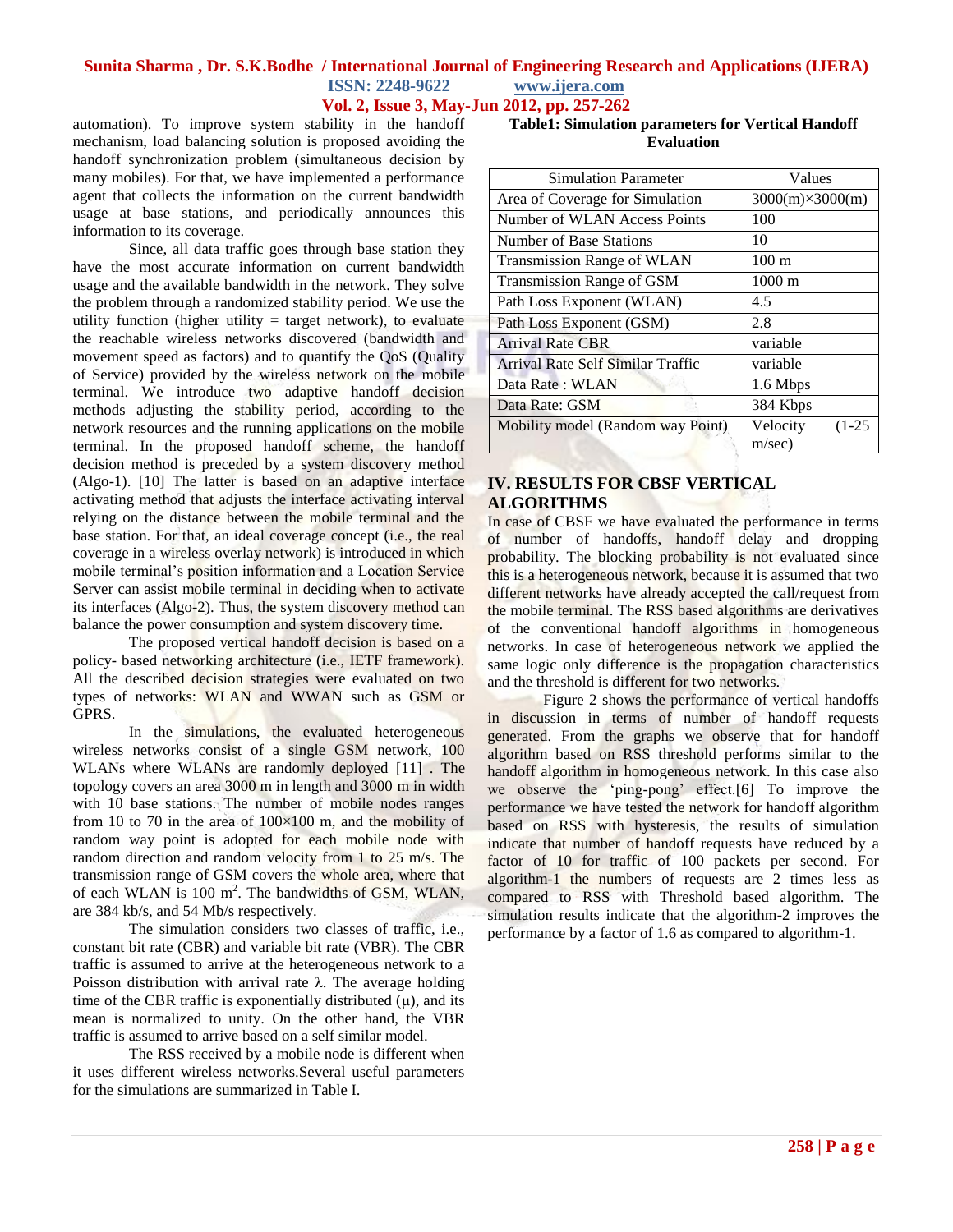automation). To improve system stability in the handoff mechanism, load balancing solution is proposed avoiding the handoff synchronization problem (simultaneous decision by many mobiles). For that, we have implemented a performance agent that collects the information on the current bandwidth usage at base stations, and periodically announces this information to its coverage.

Since, all data traffic goes through base station they have the most accurate information on current bandwidth usage and the available bandwidth in the network. They solve the problem through a randomized stability period. We use the utility function (higher utility = target network), to evaluate the reachable wireless networks discovered (bandwidth and movement speed as factors) and to quantify the QoS (Quality of Service) provided by the wireless network on the mobile terminal. We introduce two adaptive handoff decision methods adjusting the stability period, according to the network resources and the running applications on the mobile terminal. In the proposed handoff scheme, the handoff decision method is preceded by a system discovery method (Algo-1). [10] The latter is based on an adaptive interface activating method that adjusts the interface activating interval relying on the distance between the mobile terminal and the base station. For that, an ideal coverage concept (i.e., the real coverage in a wireless overlay network) is introduced in which mobile terminal's position information and a Location Service Server can assist mobile terminal in deciding when to activate its interfaces (Algo-2). Thus, the system discovery method can balance the power consumption and system discovery time.

The proposed vertical handoff decision is based on a policy- based networking architecture (i.e., IETF framework). All the described decision strategies were evaluated on two types of networks: WLAN and WWAN such as GSM or GPRS.

In the simulations, the evaluated heterogeneous wireless networks consist of a single GSM network, 100 WLANs where WLANs are randomly deployed [11] . The topology covers an area 3000 m in length and 3000 m in width with 10 base stations. The number of mobile nodes ranges from 10 to 70 in the area of 100×100 m, and the mobility of random way point is adopted for each mobile node with random direction and random velocity from 1 to 25 m/s. The transmission range of GSM covers the whole area, where that of each WLAN is 100 $m^2$. The bandwidths of GSM, WLAN, are 384 kb/s, and 54 Mb/s respectively.

The simulation considers two classes of traffic, i.e., constant bit rate (CBR) and variable bit rate (VBR). The CBR traffic is assumed to arrive at the heterogeneous network to a Poisson distribution with arrival rate $\lambda$. The average holding time of the CBR traffic is exponentially distributed ($\mu$), and its mean is normalized to unity. On the other hand, the VBR traffic is assumed to arrive based on a self similar model.

The RSS received by a mobile node is different when it uses different wireless networks.Several useful parameters for the simulations are summarized in Table I.

**Table1: Simulation parameters for Vertical Handoff Evaluation**

| Simulation Parameter | Values |
| --- | --- |
| Area of Coverage for Simulation | 3000(m)×3000(m) |
| Number of WLAN Access Points | 100 |
| Number of Base Stations | 10 |
| Transmission Range of WLAN | 100 m |
| Transmission Range of GSM | 1000 m |
| Path Loss Exponent (WLAN) | 4.5 |
| Path Loss Exponent (GSM) | 2.8 |
| Arrival Rate CBR | variable |
| Arrival Rate Self Similar Traffic | variable |
| Data Rate : WLAN | 1.6 Mbps |
| Data Rate: GSM | 384 Kbps |
| Mobility model (Random way Point) | Velocity (1-25 m/sec) |

## IV. RESULTS FOR CBSF VERTICAL ALGORITHMS

In case of CBSF we have evaluated the performance in terms of number of handoffs, handoff delay and dropping probability. The blocking probability is not evaluated since this is a heterogeneous network, because it is assumed that two different networks have already accepted the call/request from the mobile terminal. The RSS based algorithms are derivatives of the conventional handoff algorithms in homogeneous networks. In case of heterogeneous network we applied the same logic only difference is the propagation characteristics and the threshold is different for two networks.

Figure 2 shows the performance of vertical handoffs in discussion in terms of number of handoff requests generated. From the graphs we observe that for handoff algorithm based on RSS threshold performs similar to the handoff algorithm in homogeneous network. In this case also we observe the 'ping-pong' effect.[6] To improve the performance we have tested the network for handoff algorithm based on RSS with hysteresis, the results of simulation indicate that number of handoff requests have reduced by a factor of 10 for traffic of 100 packets per second. For algorithm-1 the numbers of requests are 2 times less as compared to RSS with Threshold based algorithm. The simulation results indicate that the algorithm-2 improves the performance by a factor of 1.6 as compared to algorithm-1.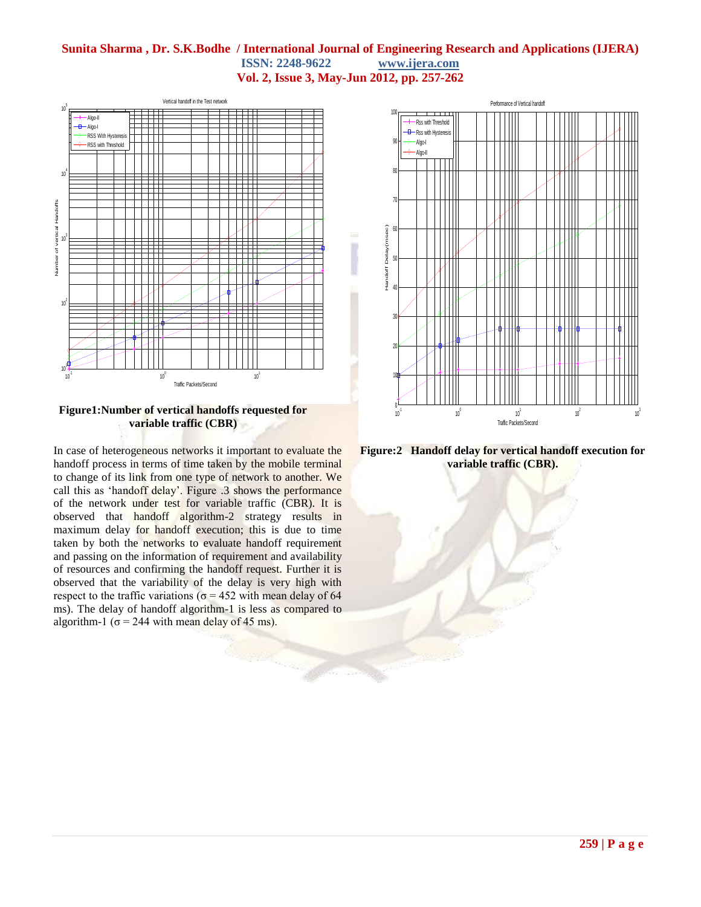**Figure1:Number of vertical handoffs requested for variable traffic (CBR)**

**Figure:2 Handoff delay for vertical handoff execution for variable traffic (CBR).**

In case of heterogeneous networks it important to evaluate the handoff process in terms of time taken by the mobile terminal to change of its link from one type of network to another. We call this as 'handoff delay'. Figure .3 shows the performance of the network under test for variable traffic (CBR). It is observed that handoff algorithm-2 strategy results in maximum delay for handoff execution; this is due to time taken by both the networks to evaluate handoff requirement and passing on the information of requirement and availability of resources and confirming the handoff request. Further it is observed that the variability of the delay is very high with respect to the traffic variations ($\sigma = 452$ with mean delay of 64 ms). The delay of handoff algorithm-1 is less as compared to algorithm-1 ($\sigma = 244$ with mean delay of 45 ms).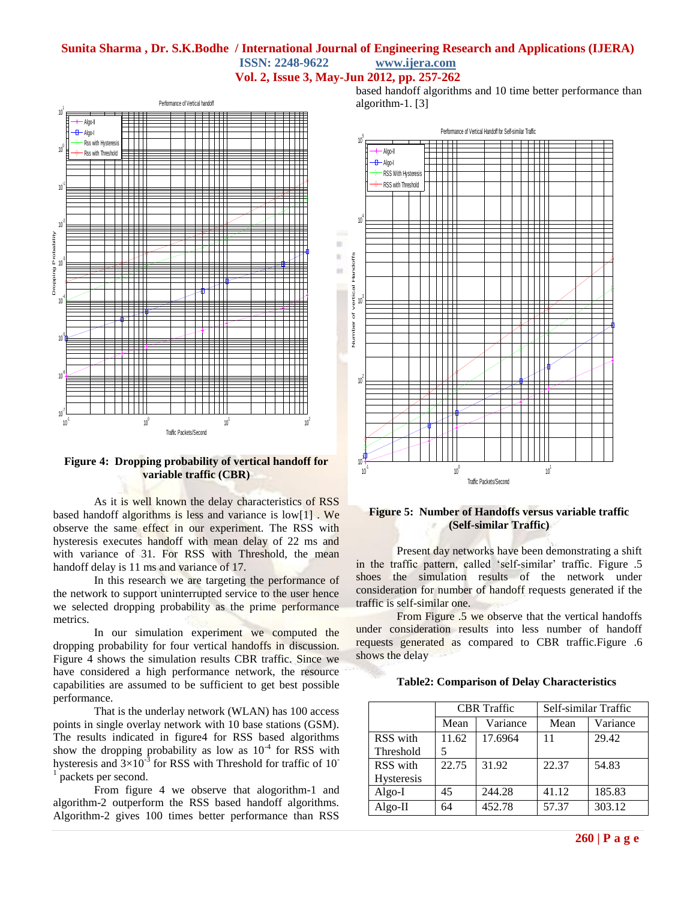**Figure 4: Dropping probability of vertical handoff for variable traffic (CBR)**

As it is well known the delay characteristics of RSS based handoff algorithms is less and variance is low[1] . We observe the same effect in our experiment. The RSS with hysteresis executes handoff with mean delay of 22 ms and with variance of 31. For RSS with Threshold, the mean handoff delay is 11 ms and variance of 17.

In this research we are targeting the performance of the network to support uninterrupted service to the user hence we selected dropping probability as the prime performance metrics.

In our simulation experiment we computed the dropping probability for four vertical handoffs in discussion. Figure 4 shows the simulation results CBR traffic. Since we have considered a high performance network, the resource capabilities are assumed to be sufficient to get best possible performance.

That is the underlay network (WLAN) has 100 access points in single overlay network with 10 base stations (GSM). The results indicated in figure4 for RSS based algorithms show the dropping probability as low as $10^{-4}$ for RSS with hysteresis and $3\times10^{-3}$ for RSS with Threshold for traffic of $10^{-1}$ packets per second.

From figure 4 we observe that alogorithm-1 and algorithm-2 outperform the RSS based handoff algorithms. Algorithm-2 gives 100 times better performance than RSS based handoff algorithms and 10 time better performance than algorithm-1. [3]

**Figure 5: Number of Handoffs versus variable traffic (Self-similar Traffic)**

Present day networks have been demonstrating a shift in the traffic pattern, called 'self-similar' traffic. Figure .5 shoes the simulation results of the network under consideration for number of handoff requests generated if the traffic is self-similar one.

From Figure .5 we observe that the vertical handoffs under consideration results into less number of handoff requests generated as compared to CBR traffic.Figure .6 shows the delay

**Table2: Comparison of Delay Characteristics**

| | CBR Traffic | | Self-similar Traffic | |
|---|---|---|---|---|
| | Mean | Variance | Mean | Variance |
| RSS with Threshold | 11.625 | 17.6964 | 11 | 29.42 |
| RSS with Hysteresis | 22.75 | 31.92 | 22.37 | 54.83 |
| Algo-I | 45 | 244.28 | 41.12 | 185.83 |
| Algo-II | 64 | 452.78 | 57.37 | 303.12 |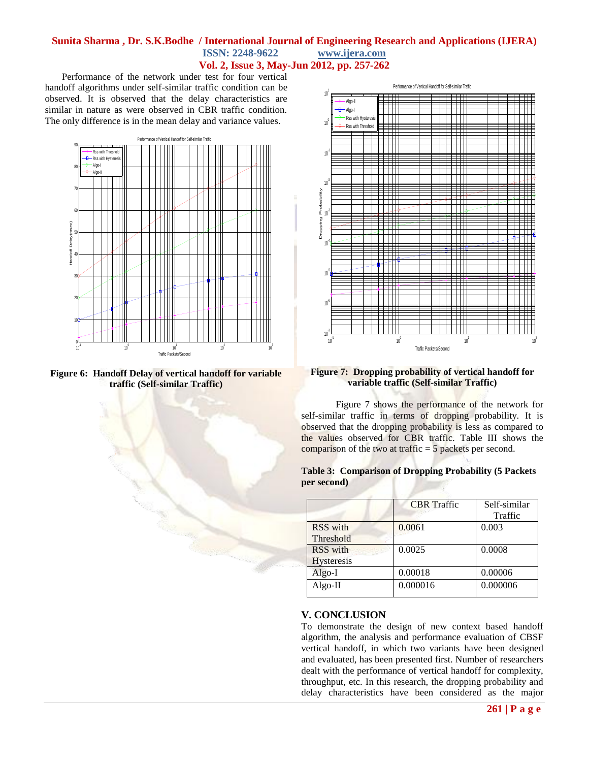Performance of the network under test for four vertical handoff algorithms under self-similar traffic condition can be observed. It is observed that the delay characteristics are similar in nature as were observed in CBR traffic condition. The only difference is in the mean delay and variance values.

**Figure 6: Handoff Delay of vertical handoff for variable traffic (Self-similar Traffic)**

**Figure 7: Dropping probability of vertical handoff for variable traffic (Self-similar Traffic)**

Figure 7 shows the performance of the network for self-similar traffic in terms of dropping probability. It is observed that the dropping probability is less as compared to the values observed for CBR traffic. Table III shows the comparison of the two at traffic = 5 packets per second.

**Table 3: Comparison of Dropping Probability (5 Packets per second)**

| | CBR Traffic | Self-similar Traffic |
|---|---|---|
| RSS with Threshold | 0.0061 | 0.003 |
| RSS with Hysteresis | 0.0025 | 0.0008 |
| Algo-I | 0.00018 | 0.00006 |
| Algo-II | 0.000016 | 0.000006 |

## V. CONCLUSION

To demonstrate the design of new context based handoff algorithm, the analysis and performance evaluation of CBSF vertical handoff, in which two variants have been designed and evaluated, has been presented first. Number of researchers dealt with the performance of vertical handoff for complexity, throughput, etc. In this research, the dropping probability and delay characteristics have been considered as the major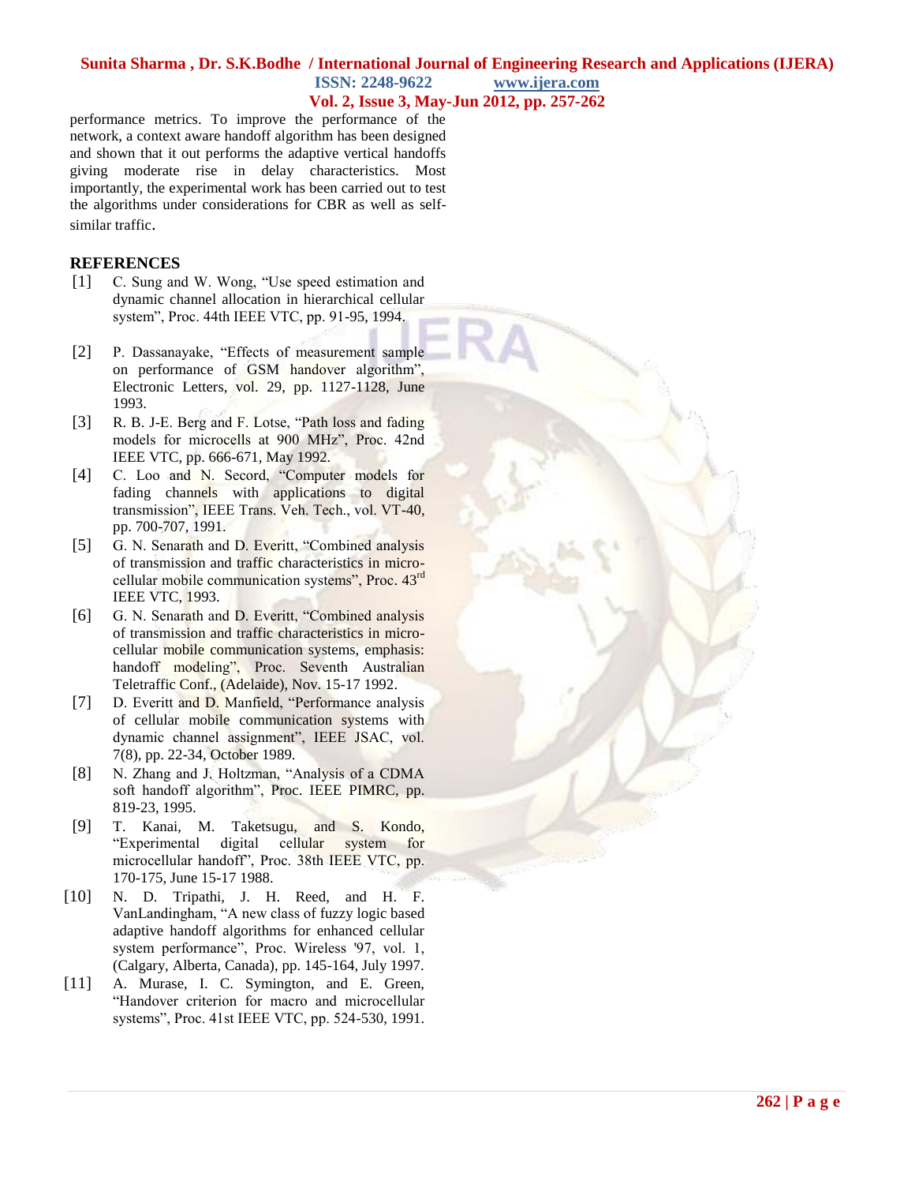performance metrics. To improve the performance of the network, a context aware handoff algorithm has been designed and shown that it out performs the adaptive vertical handoffs giving moderate rise in delay characteristics. Most importantly, the experimental work has been carried out to test the algorithms under considerations for CBR as well as self-similar traffic.

## REFERENCES

[1] C. Sung and W. Wong, "Use speed estimation and dynamic channel allocation in hierarchical cellular system", Proc. 44th IEEE VTC, pp. 91-95, 1994.

[2] P. Dassanayake, "Effects of measurement sample on performance of GSM handover algorithm", Electronic Letters, vol. 29, pp. 1127-1128, June 1993.

[3] R. B. J-E. Berg and F. Lotse, "Path loss and fading models for microcells at 900 MHz", Proc. 42nd IEEE VTC, pp. 666-671, May 1992.

[4] C. Loo and N. Secord, "Computer models for fading channels with applications to digital transmission", IEEE Trans. Veh. Tech., vol. VT-40, pp. 700-707, 1991.

[5] G. N. Senarath and D. Everitt, "Combined analysis of transmission and traffic characteristics in micro-cellular mobile communication systems", Proc. 43rd IEEE VTC, 1993.

[6] G. N. Senarath and D. Everitt, "Combined analysis of transmission and traffic characteristics in micro-cellular mobile communication systems, emphasis: handoff modeling", Proc. Seventh Australian Teletraffic Conf., (Adelaide), Nov. 15-17 1992.

[7] D. Everitt and D. Manfield, "Performance analysis of cellular mobile communication systems with dynamic channel assignment", IEEE JSAC, vol. 7(8), pp. 22-34, October 1989.

[8] N. Zhang and J. Holtzman, "Analysis of a CDMA soft handoff algorithm", Proc. IEEE PIMRC, pp. 819-23, 1995.

[9] T. Kanai, M. Taketsugu, and S. Kondo, "Experimental digital cellular system for microcellular handoff", Proc. 38th IEEE VTC, pp. 170-175, June 15-17 1988.

[10] N. D. Tripathi, J. H. Reed, and H. F. VanLandingham, "A new class of fuzzy logic based adaptive handoff algorithms for enhanced cellular system performance", Proc. Wireless '97, vol. 1, (Calgary, Alberta, Canada), pp. 145-164, July 1997.

[11] A. Murase, I. C. Symington, and E. Green, "Handover criterion for macro and microcellular systems", Proc. 41st IEEE VTC, pp. 524-530, 1991.